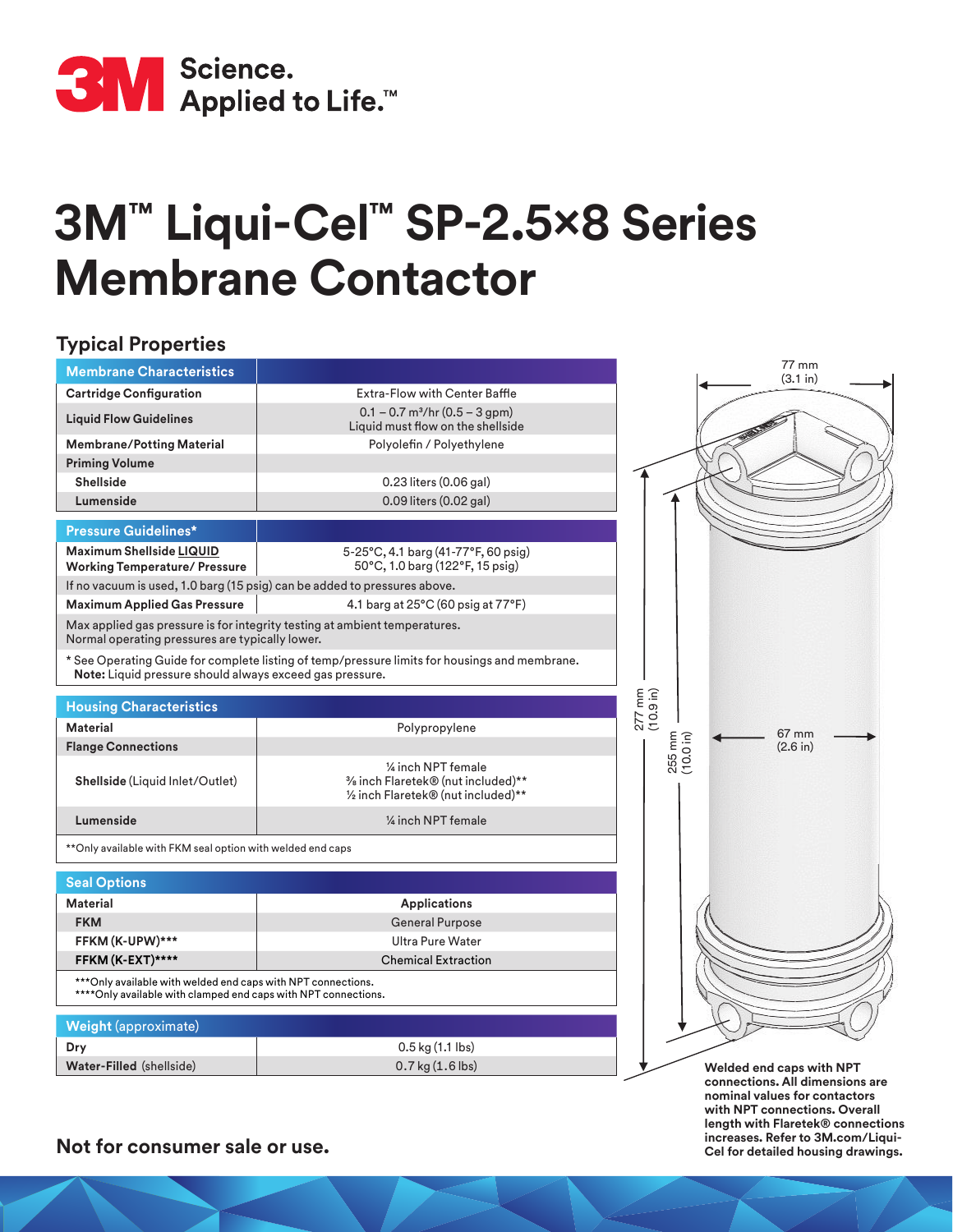# 3M™ Liqui-Cel™ SP-2.5×8 Series Membrane Contactor

## Typical Properties

| Membrane Characteristics | |
|---|---|
| **Cartridge Configuration** | Extra-Flow with Center Baffle |
| **Liquid Flow Guidelines** | 0.1 – 0.7 m³/hr (0.5 – 3 gpm)<br>Liquid must flow on the shellside |
| **Membrane/Potting Material** | Polyolefin / Polyethylene |
| **Priming Volume** | |
| **Shellside** | 0.23 liters (0.06 gal) |
| **Lumenside** | 0.09 liters (0.02 gal) |

| Pressure Guidelines* | |
|---|---|
| **Maximum Shellside LIQUID Working Temperature/ Pressure** | 5-25°C, 4.1 barg (41-77°F, 60 psig)<br>50°C, 1.0 barg (122°F, 15 psig) |
| If no vacuum is used, 1.0 barg (15 psig) can be added to pressures above. | |
| **Maximum Applied Gas Pressure** | 4.1 barg at 25°C (60 psig at 77°F) |
| Max applied gas pressure is for integrity testing at ambient temperatures. Normal operating pressures are typically lower. | |

\* See Operating Guide for complete listing of temp/pressure limits for housings and membrane.
**Note:** Liquid pressure should always exceed gas pressure.

| Housing Characteristics | |
|---|---|
| **Material** | Polypropylene |
| **Flange Connections** | |
| **Shellside** (Liquid Inlet/Outlet) | ¼ inch NPT female<br>⅜ inch Flaretek® (nut included)**<br>½ inch Flaretek® (nut included)** |
| **Lumenside** | ¼ inch NPT female |

**Only available with FKM seal option with welded end caps

| Seal Options | |
|---|---|
| **Material** | **Applications** |
| **FKM** | General Purpose |
| **FFKM (K-UPW)***** | Ultra Pure Water |
| **FFKM (K-EXT)****** | Chemical Extraction |

***Only available with welded end caps with NPT connections.
****Only available with clamped end caps with NPT connections.

| Weight (approximate) | |
|---|---|
| **Dry** | 0.5 kg (1.1 lbs) |
| **Water-Filled** (shellside) | 0.7 kg (1.6 lbs) |

77 mm (3.1 in)
277 mm (10.9 in)
255 mm (10.0 in)
67 mm (2.6 in)

**Welded end caps with NPT connections. All dimensions are nominal values for contactors with NPT connections. Overall length with Flaretek® connections increases. Refer to 3M.com/Liqui-Cel for detailed housing drawings.**

**Not for consumer sale or use.**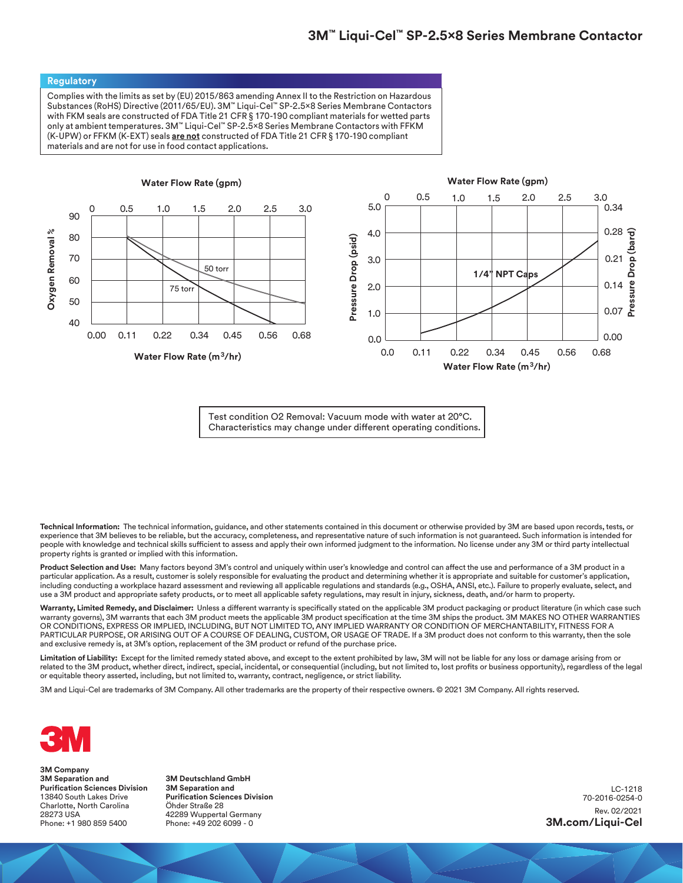## Regulatory

Complies with the limits as set by (EU) 2015/863 amending Annex II to the Restriction on Hazardous Substances (RoHS) Directive (2011/65/EU). 3M™ Liqui-Cel™ SP-2.5×8 Series Membrane Contactors with FKM seals are constructed of FDA Title 21 CFR § 170-190 compliant materials for wetted parts only at ambient temperatures. 3M™ Liqui-Cel™ SP-2.5×8 Series Membrane Contactors with FFKM (K-UPW) or FFKM (K-EXT) seals **are not** constructed of FDA Title 21 CFR § 170-190 compliant materials and are not for use in food contact applications.

Water Flow Rate (gpm)
0 0.5 1.0 1.5 2.0 2.5 3.0
Oxygen Removal %
90 80 70 60 50 40
50 torr
75 torr
0.00 0.11 0.22 0.34 0.45 0.56 0.68
Water Flow Rate ($m^3$/hr)

Water Flow Rate (gpm)
0 0.5 1.0 1.5 2.0 2.5 3.0
Pressure Drop (psid)
5.0 4.0 3.0 2.0 1.0 0.0
Pressure Drop (bard)
0.34 0.28 0.21 0.14 0.07 0.00
1/4" NPT Caps
0.0 0.11 0.22 0.34 0.45 0.56 0.68
Water Flow Rate ($m^3$/hr)

Test condition O2 Removal: Vacuum mode with water at 20°C.
Characteristics may change under different operating conditions.

**Technical Information:** The technical information, guidance, and other statements contained in this document or otherwise provided by 3M are based upon records, tests, or experience that 3M believes to be reliable, but the accuracy, completeness, and representative nature of such information is not guaranteed. Such information is intended for people with knowledge and technical skills sufficient to assess and apply their own informed judgment to the information. No license under any 3M or third party intellectual property rights is granted or implied with this information.

**Product Selection and Use:** Many factors beyond 3M's control and uniquely within user's knowledge and control can affect the use and performance of a 3M product in a particular application. As a result, customer is solely responsible for evaluating the product and determining whether it is appropriate and suitable for customer's application, including conducting a workplace hazard assessment and reviewing all applicable regulations and standards (e.g., OSHA, ANSI, etc.). Failure to properly evaluate, select, and use a 3M product and appropriate safety products, or to meet all applicable safety regulations, may result in injury, sickness, death, and/or harm to property.

**Warranty, Limited Remedy, and Disclaimer:** Unless a different warranty is specifically stated on the applicable 3M product packaging or product literature (in which case such warranty governs), 3M warrants that each 3M product meets the applicable 3M product specification at the time 3M ships the product. 3M MAKES NO OTHER WARRANTIES OR CONDITIONS, EXPRESS OR IMPLIED, INCLUDING, BUT NOT LIMITED TO, ANY IMPLIED WARRANTY OR CONDITION OF MERCHANTABILITY, FITNESS FOR A PARTICULAR PURPOSE, OR ARISING OUT OF A COURSE OF DEALING, CUSTOM, OR USAGE OF TRADE. If a 3M product does not conform to this warranty, then the sole and exclusive remedy is, at 3M's option, replacement of the 3M product or refund of the purchase price.

**Limitation of Liability:** Except for the limited remedy stated above, and except to the extent prohibited by law, 3M will not be liable for any loss or damage arising from or related to the 3M product, whether direct, indirect, special, incidental, or consequential (including, but not limited to, lost profits or business opportunity), regardless of the legal or equitable theory asserted, including, but not limited to, warranty, contract, negligence, or strict liability.

3M and Liqui-Cel are trademarks of 3M Company. All other trademarks are the property of their respective owners. © 2021 3M Company. All rights reserved.

**3M Company**
**3M Separation and Purification Sciences Division**
13840 South Lakes Drive
Charlotte, North Carolina
28273 USA
Phone: +1 980 859 5400

**3M Deutschland GmbH**
**3M Separation and Purification Sciences Division**
Öhder Straße 28
42289 Wuppertal Germany
Phone: +49 202 6099 - 0

LC-1218
70-2016-0254-0
Rev. 02/2021
**3M.com/Liqui-Cel**